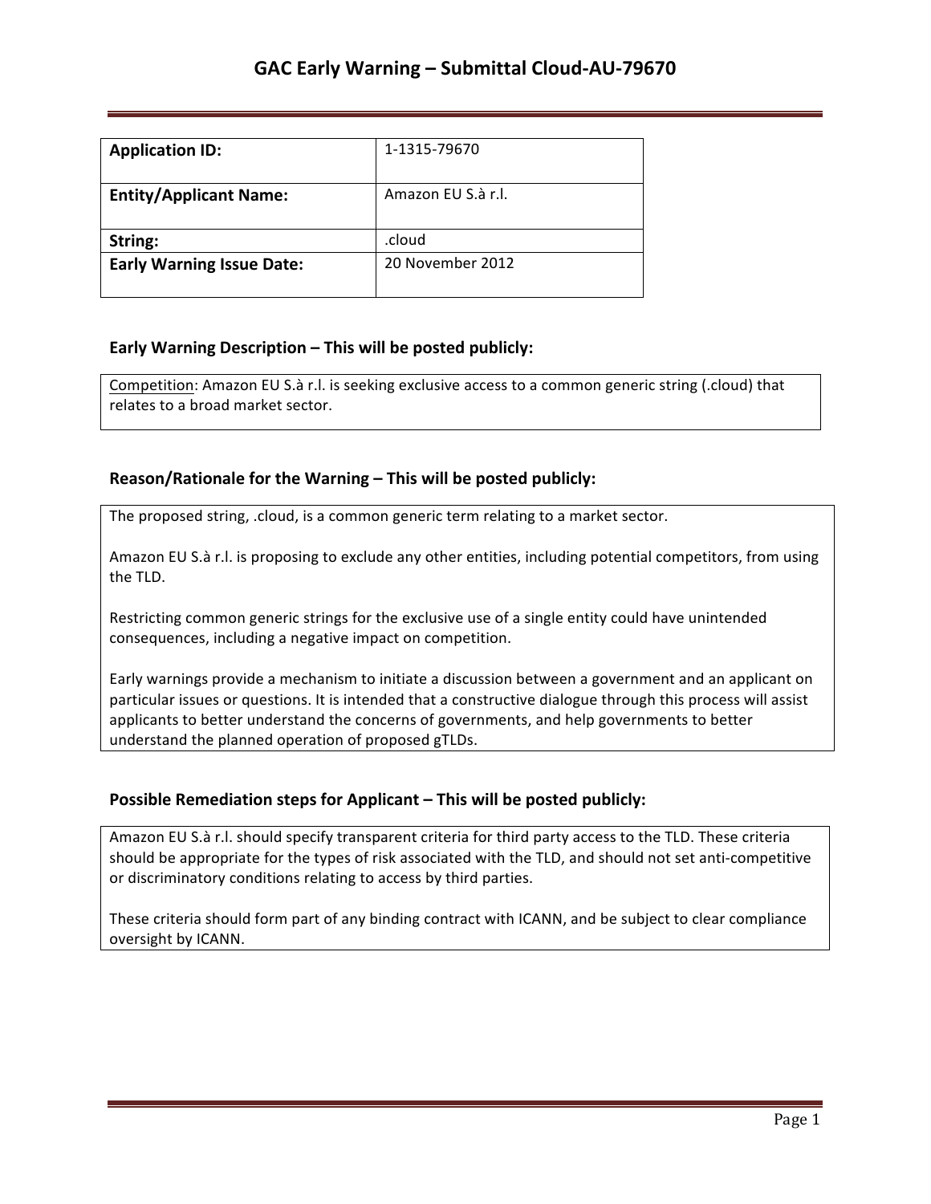# GAC Early Warning – Submittal Cloud-AU-79670

| **Application ID:** | 1-1315-79670 |
| --- | --- |
| **Entity/Applicant Name:** | Amazon EU S.à r.l. |
| **String:** | .cloud |
| **Early Warning Issue Date:** | 20 November 2012 |

## Early Warning Description – This will be posted publicly:

Competition: Amazon EU S.à r.l. is seeking exclusive access to a common generic string (.cloud) that relates to a broad market sector.

## Reason/Rationale for the Warning – This will be posted publicly:

The proposed string, .cloud, is a common generic term relating to a market sector.

Amazon EU S.à r.l. is proposing to exclude any other entities, including potential competitors, from using the TLD.

Restricting common generic strings for the exclusive use of a single entity could have unintended consequences, including a negative impact on competition.

Early warnings provide a mechanism to initiate a discussion between a government and an applicant on particular issues or questions. It is intended that a constructive dialogue through this process will assist applicants to better understand the concerns of governments, and help governments to better understand the planned operation of proposed gTLDs.

## Possible Remediation steps for Applicant – This will be posted publicly:

Amazon EU S.à r.l. should specify transparent criteria for third party access to the TLD. These criteria should be appropriate for the types of risk associated with the TLD, and should not set anti-competitive or discriminatory conditions relating to access by third parties.

These criteria should form part of any binding contract with ICANN, and be subject to clear compliance oversight by ICANN.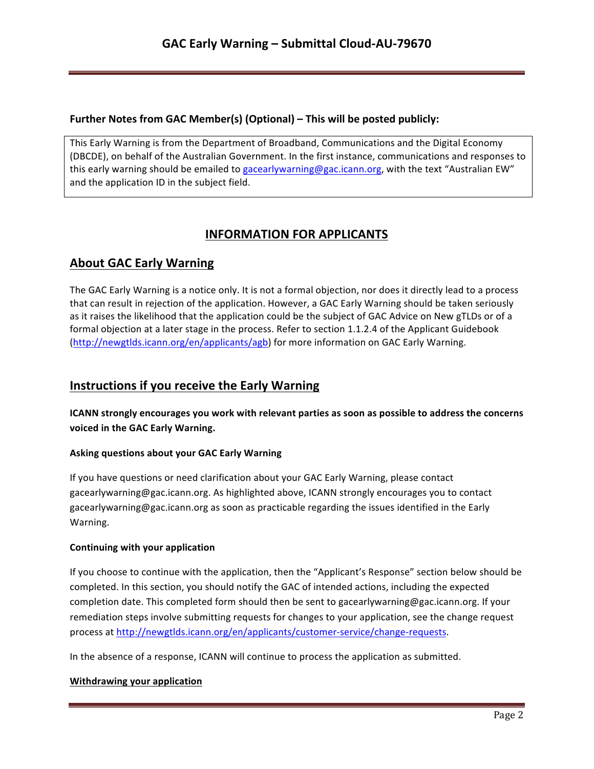**Further Notes from GAC Member(s) (Optional) – This will be posted publicly:**

This Early Warning is from the Department of Broadband, Communications and the Digital Economy (DBCDE), on behalf of the Australian Government. In the first instance, communications and responses to this early warning should be emailed to gacearlywarning@gac.icann.org, with the text "Australian EW" and the application ID in the subject field.

## INFORMATION FOR APPLICANTS

## About GAC Early Warning

The GAC Early Warning is a notice only. It is not a formal objection, nor does it directly lead to a process that can result in rejection of the application. However, a GAC Early Warning should be taken seriously as it raises the likelihood that the application could be the subject of GAC Advice on New gTLDs or of a formal objection at a later stage in the process. Refer to section 1.1.2.4 of the Applicant Guidebook (http://newgtlds.icann.org/en/applicants/agb) for more information on GAC Early Warning.

## Instructions if you receive the Early Warning

**ICANN strongly encourages you work with relevant parties as soon as possible to address the concerns voiced in the GAC Early Warning.**

### Asking questions about your GAC Early Warning

If you have questions or need clarification about your GAC Early Warning, please contact gacearlywarning@gac.icann.org. As highlighted above, ICANN strongly encourages you to contact gacearlywarning@gac.icann.org as soon as practicable regarding the issues identified in the Early Warning.

### Continuing with your application

If you choose to continue with the application, then the "Applicant's Response" section below should be completed. In this section, you should notify the GAC of intended actions, including the expected completion date. This completed form should then be sent to gacearlywarning@gac.icann.org. If your remediation steps involve submitting requests for changes to your application, see the change request process at http://newgtlds.icann.org/en/applicants/customer-service/change-requests.

In the absence of a response, ICANN will continue to process the application as submitted.

### Withdrawing your application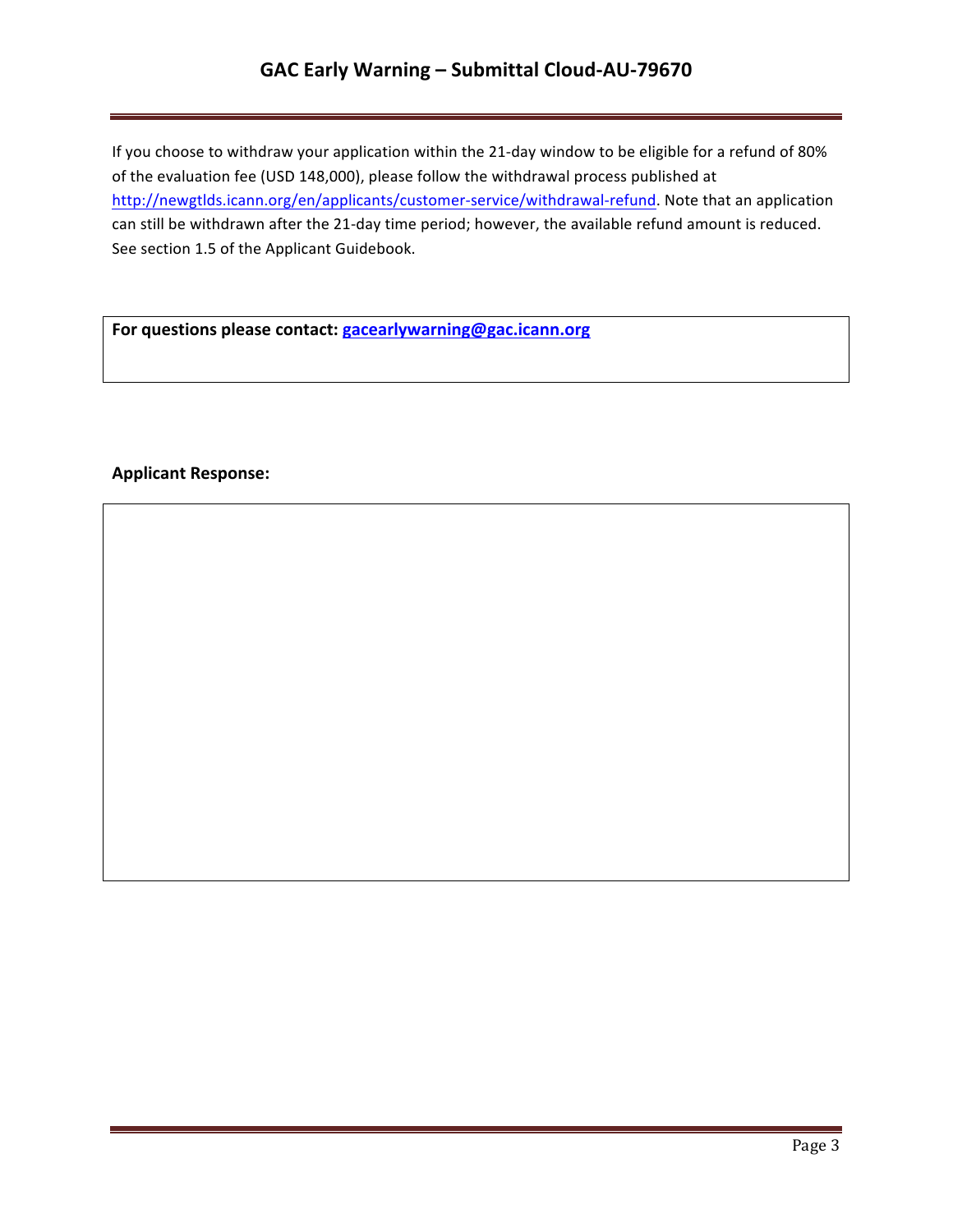If you choose to withdraw your application within the 21-day window to be eligible for a refund of 80% of the evaluation fee (USD 148,000), please follow the withdrawal process published at http://newgtlds.icann.org/en/applicants/customer-service/withdrawal-refund. Note that an application can still be withdrawn after the 21-day time period; however, the available refund amount is reduced. See section 1.5 of the Applicant Guidebook.

**For questions please contact: gacearlywarning@gac.icann.org**

**Applicant Response:**